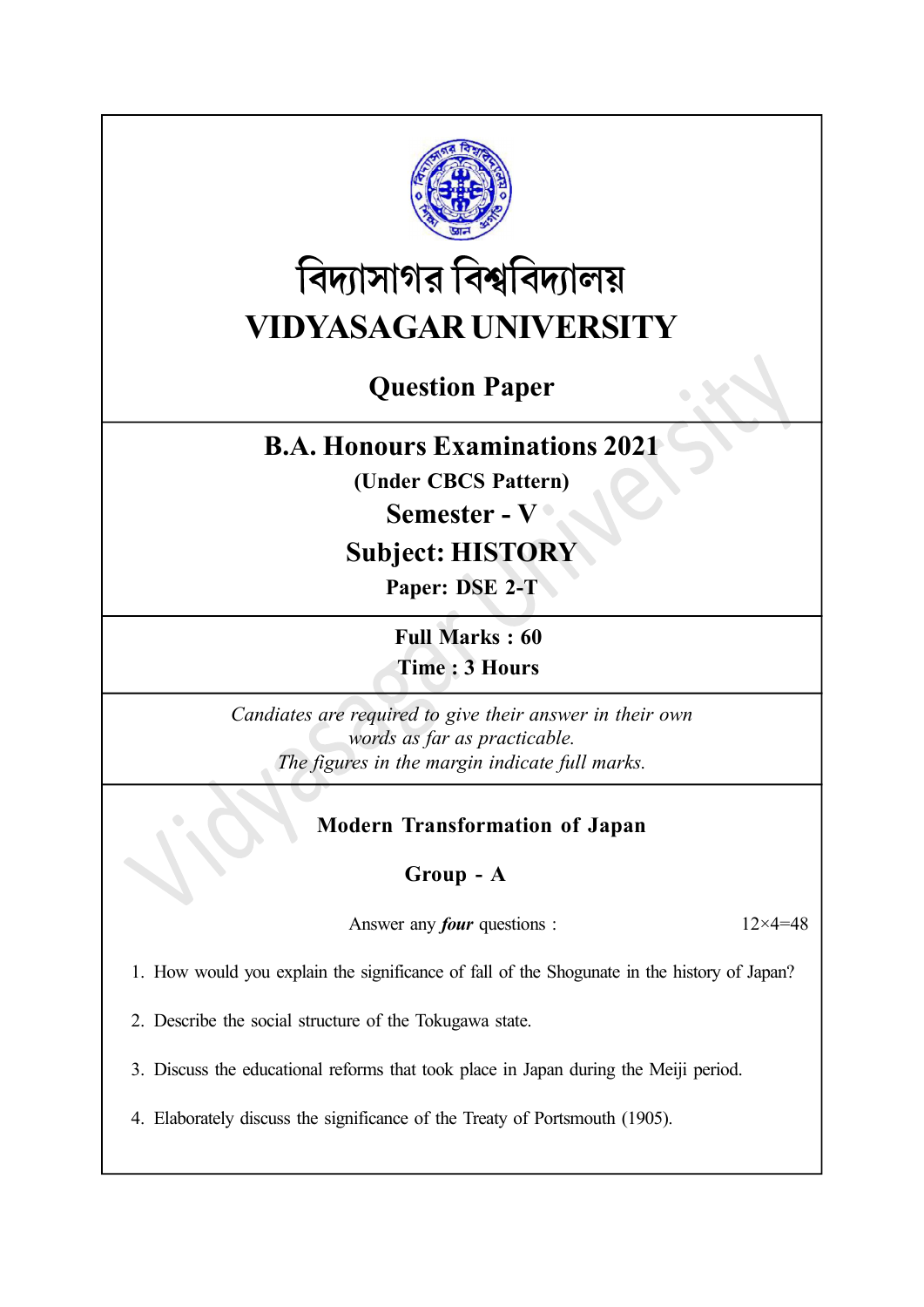# বিদ্যাসাগর বিশ্ববিদ্যালয়

# VIDYASAGAR UNIVERSITY

## Question Paper

## B.A. Honours Examinations 2021

**(Under CBCS Pattern)**

**Semester - V**

**Subject: HISTORY**

**Paper: DSE 2-T**

**Full Marks : 60**

**Time : 3 Hours**

*Candiates are required to give their answer in their own words as far as practicable.*
*The figures in the margin indicate full marks.*

### Modern Transformation of Japan

### Group - A

Answer any ***four*** questions : 12×4=48

1. How would you explain the significance of fall of the Shogunate in the history of Japan?

2. Describe the social structure of the Tokugawa state.

3. Discuss the educational reforms that took place in Japan during the Meiji period.

4. Elaborately discuss the significance of the Treaty of Portsmouth (1905).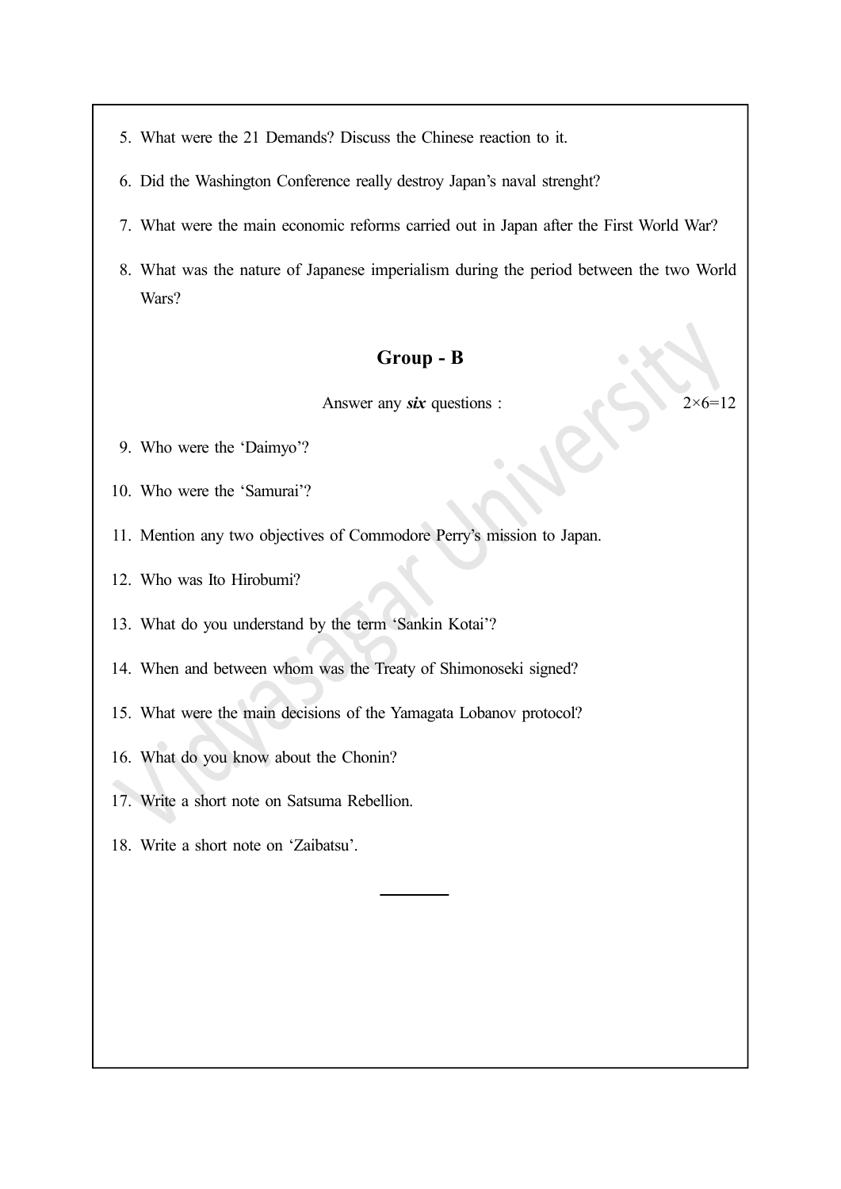5. What were the 21 Demands? Discuss the Chinese reaction to it.

6. Did the Washington Conference really destroy Japan's naval strenght?

7. What were the main economic reforms carried out in Japan after the First World War?

8. What was the nature of Japanese imperialism during the period between the two World Wars?

## Group - B

Answer any ***six*** questions : 2×6=12

9. Who were the 'Daimyo'?

10. Who were the 'Samurai'?

11. Mention any two objectives of Commodore Perry's mission to Japan.

12. Who was Ito Hirobumi?

13. What do you understand by the term 'Sankin Kotai'?

14. When and between whom was the Treaty of Shimonoseki signed?

15. What were the main decisions of the Yamagata Lobanov protocol?

16. What do you know about the Chonin?

17. Write a short note on Satsuma Rebellion.

18. Write a short note on 'Zaibatsu'.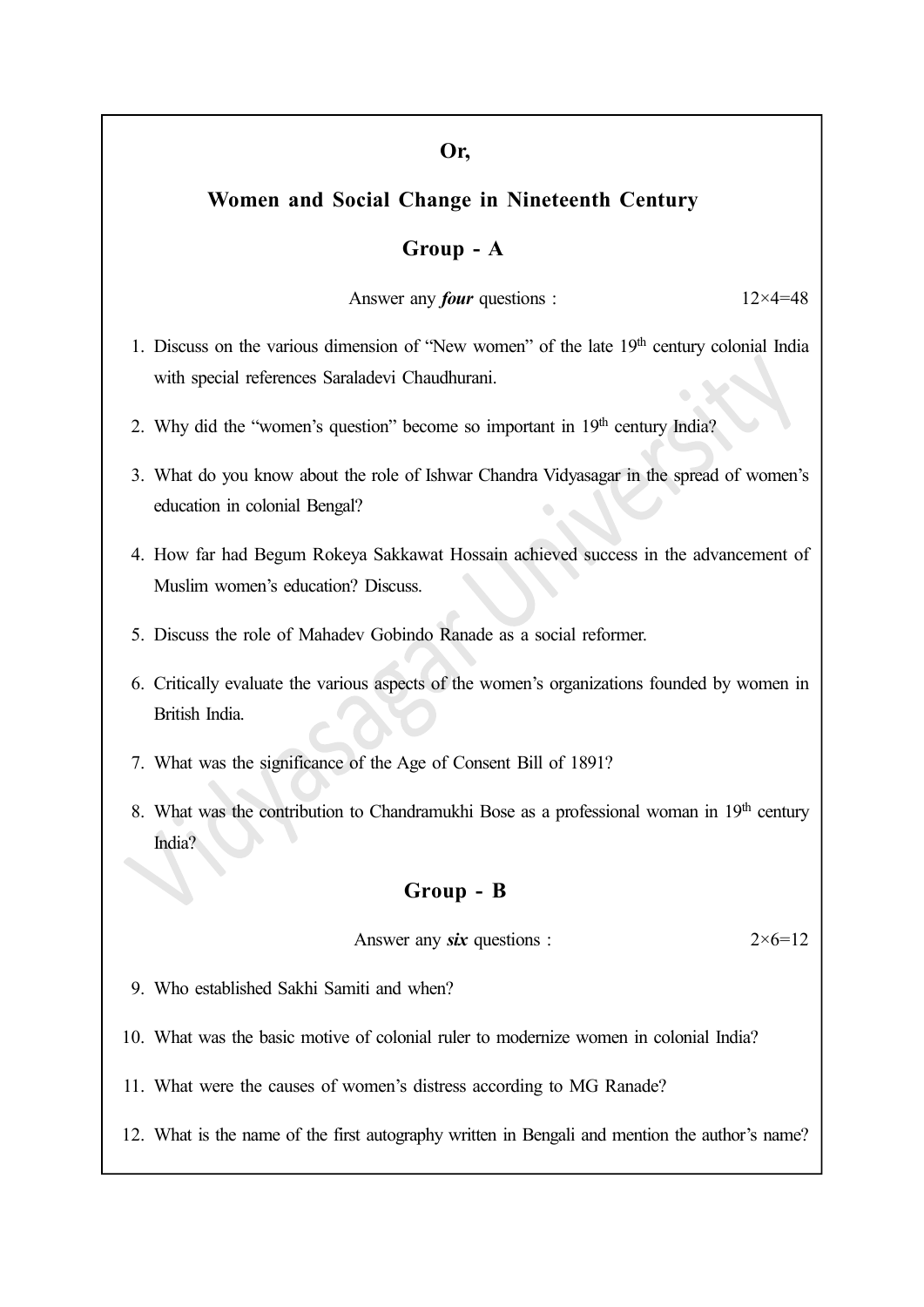**Or,**

## Women and Social Change in Nineteenth Century

### Group - A

Answer any ***four*** questions : 12×4=48

1. Discuss on the various dimension of "New women" of the late 19th century colonial India with special references Saraladevi Chaudhurani.
2. Why did the "women's question" become so important in 19th century India?
3. What do you know about the role of Ishwar Chandra Vidyasagar in the spread of women's education in colonial Bengal?
4. How far had Begum Rokeya Sakkawat Hossain achieved success in the advancement of Muslim women's education? Discuss.
5. Discuss the role of Mahadev Gobindo Ranade as a social reformer.
6. Critically evaluate the various aspects of the women's organizations founded by women in British India.
7. What was the significance of the Age of Consent Bill of 1891?
8. What was the contribution to Chandramukhi Bose as a professional woman in 19th century India?

### Group - B

Answer any ***six*** questions : 2×6=12

9. Who established Sakhi Samiti and when?
10. What was the basic motive of colonial ruler to modernize women in colonial India?
11. What were the causes of women's distress according to MG Ranade?
12. What is the name of the first autography written in Bengali and mention the author's name?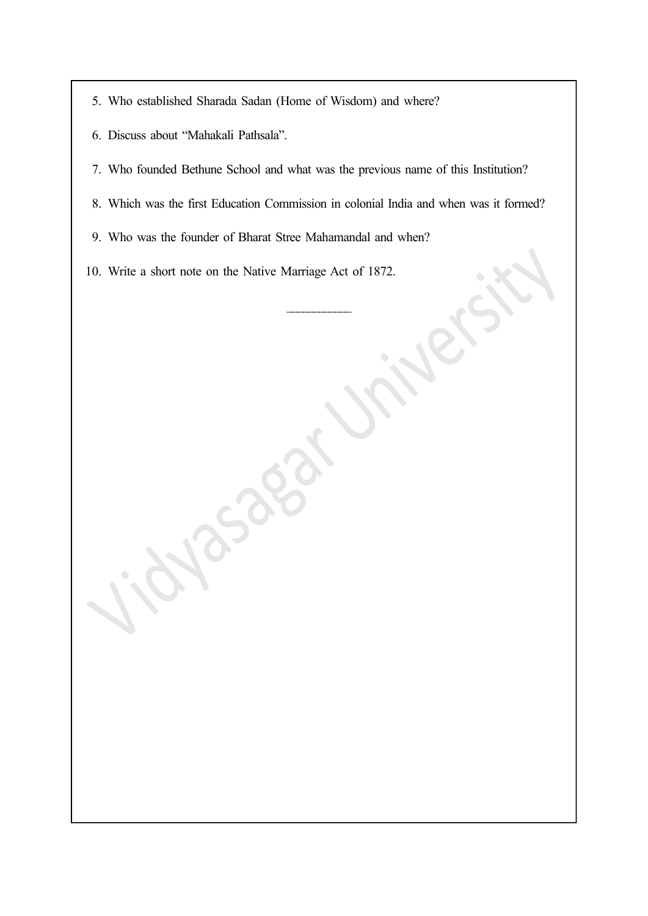5. Who established Sharada Sadan (Home of Wisdom) and where?
6. Discuss about “Mahakali Pathsala”.
7. Who founded Bethune School and what was the previous name of this Institution?
8. Which was the first Education Commission in colonial India and when was it formed?
9. Who was the founder of Bharat Stree Mahamandal and when?
10. Write a short note on the Native Marriage Act of 1872.

---